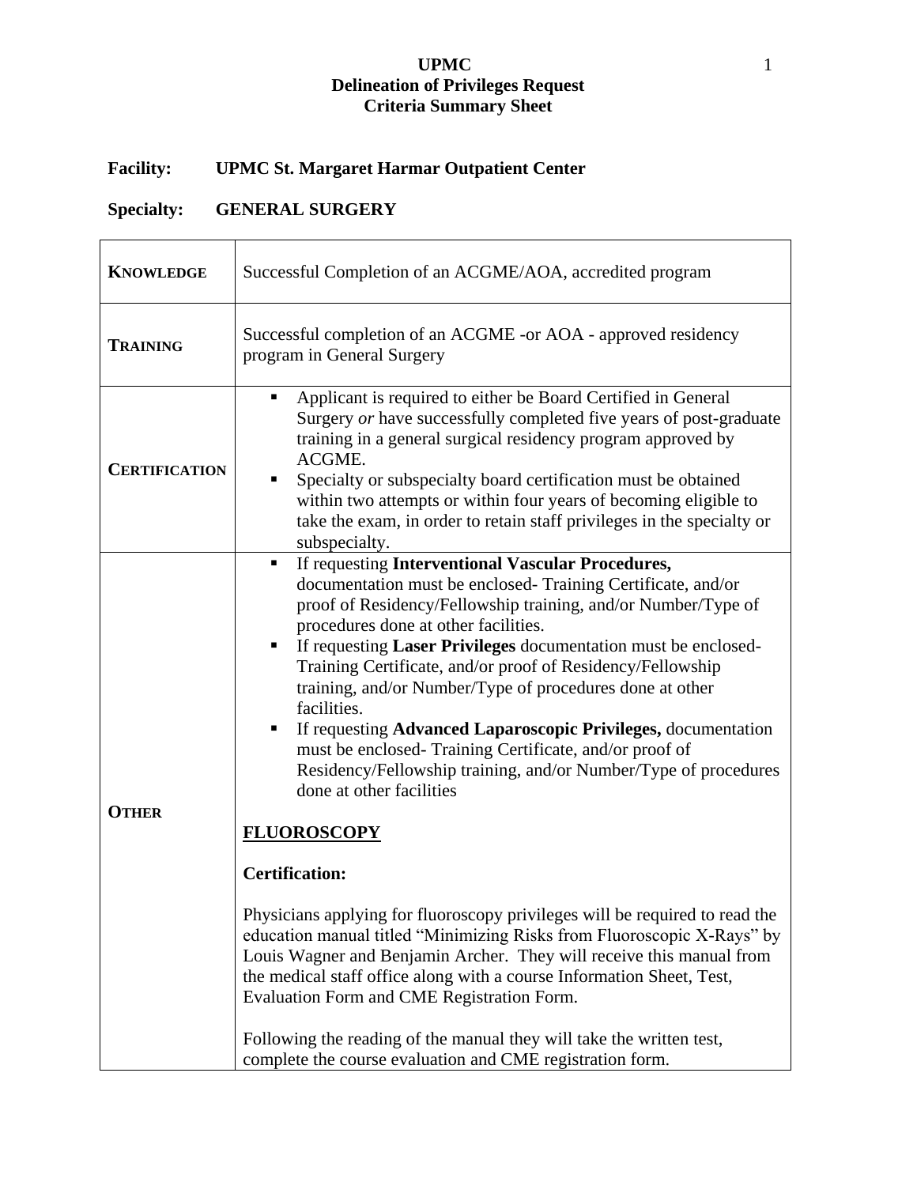**UPMC**
**Delineation of Privileges Request**
**Criteria Summary Sheet**

**Facility:** **UPMC St. Margaret Harmar Outpatient Center**

**Specialty:** **GENERAL SURGERY**

| | |
|---|---|
| **KNOWLEDGE** | Successful Completion of an ACGME/AOA, accredited program |
| **TRAINING** | Successful completion of an ACGME -or AOA - approved residency program in General Surgery |
| **CERTIFICATION** | ▪ Applicant is required to either be Board Certified in General Surgery *or* have successfully completed five years of post-graduate training in a general surgical residency program approved by ACGME.<br>▪ Specialty or subspecialty board certification must be obtained within two attempts or within four years of becoming eligible to take the exam, in order to retain staff privileges in the specialty or subspecialty. |
| **OTHER** | ▪ If requesting **Interventional Vascular Procedures,** documentation must be enclosed- Training Certificate, and/or proof of Residency/Fellowship training, and/or Number/Type of procedures done at other facilities.<br>▪ If requesting **Laser Privileges** documentation must be enclosed- Training Certificate, and/or proof of Residency/Fellowship training, and/or Number/Type of procedures done at other facilities.<br>▪ If requesting **Advanced Laparoscopic Privileges,** documentation must be enclosed- Training Certificate, and/or proof of Residency/Fellowship training, and/or Number/Type of procedures done at other facilities<br><br>**FLUOROSCOPY**<br><br>**Certification:**<br><br>Physicians applying for fluoroscopy privileges will be required to read the education manual titled "Minimizing Risks from Fluoroscopic X-Rays" by Louis Wagner and Benjamin Archer. They will receive this manual from the medical staff office along with a course Information Sheet, Test, Evaluation Form and CME Registration Form.<br><br>Following the reading of the manual they will take the written test, complete the course evaluation and CME registration form. |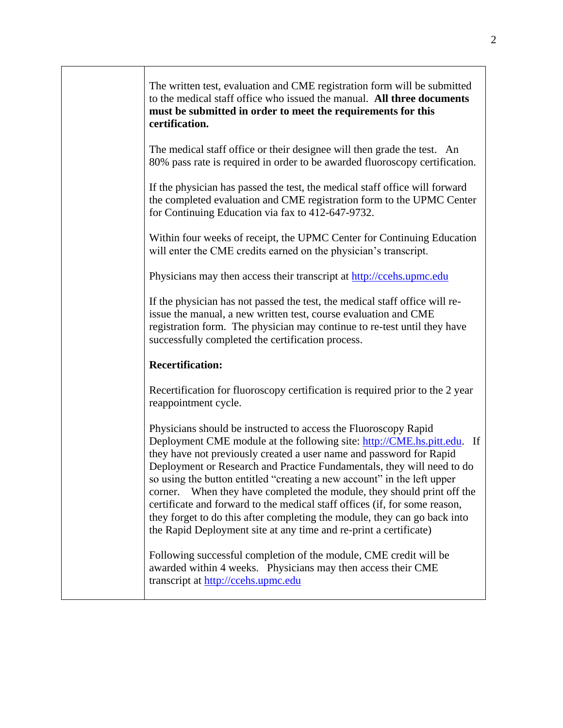The written test, evaluation and CME registration form will be submitted to the medical staff office who issued the manual. **All three documents must be submitted in order to meet the requirements for this certification.**

The medical staff office or their designee will then grade the test. An 80% pass rate is required in order to be awarded fluoroscopy certification.

If the physician has passed the test, the medical staff office will forward the completed evaluation and CME registration form to the UPMC Center for Continuing Education via fax to 412-647-9732.

Within four weeks of receipt, the UPMC Center for Continuing Education will enter the CME credits earned on the physician's transcript.

Physicians may then access their transcript at [http://ccehs.upmc.edu](http://ccehs.upmc.edu)

If the physician has not passed the test, the medical staff office will re-issue the manual, a new written test, course evaluation and CME registration form. The physician may continue to re-test until they have successfully completed the certification process.

**Recertification:**

Recertification for fluoroscopy certification is required prior to the 2 year reappointment cycle.

Physicians should be instructed to access the Fluoroscopy Rapid Deployment CME module at the following site: [http://CME.hs.pitt.edu](http://CME.hs.pitt.edu). If they have not previously created a user name and password for Rapid Deployment or Research and Practice Fundamentals, they will need to do so using the button entitled "creating a new account" in the left upper corner. When they have completed the module, they should print off the certificate and forward to the medical staff offices (if, for some reason, they forget to do this after completing the module, they can go back into the Rapid Deployment site at any time and re-print a certificate)

Following successful completion of the module, CME credit will be awarded within 4 weeks. Physicians may then access their CME transcript at [http://ccehs.upmc.edu](http://ccehs.upmc.edu)